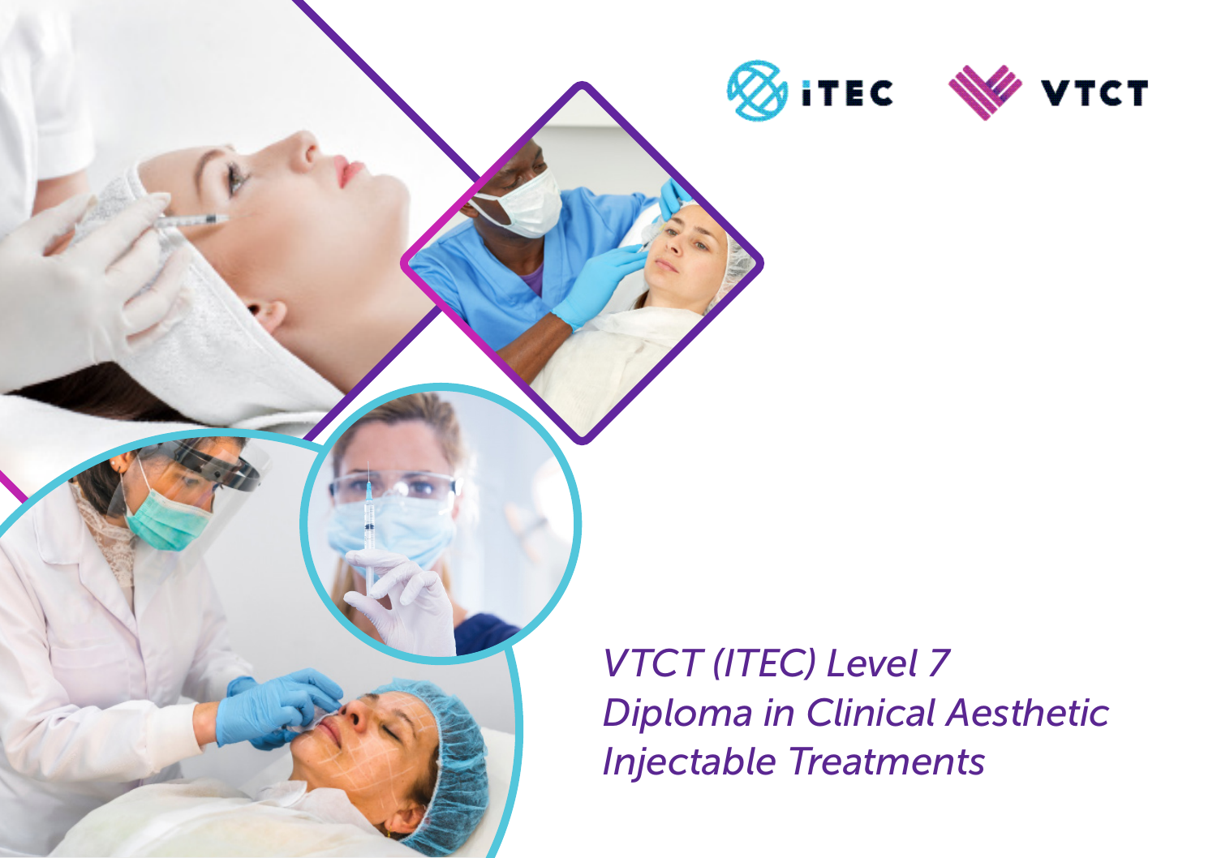iTEC VTCT

*VTCT (ITEC) Level 7 Diploma in Clinical Aesthetic Injectable Treatments*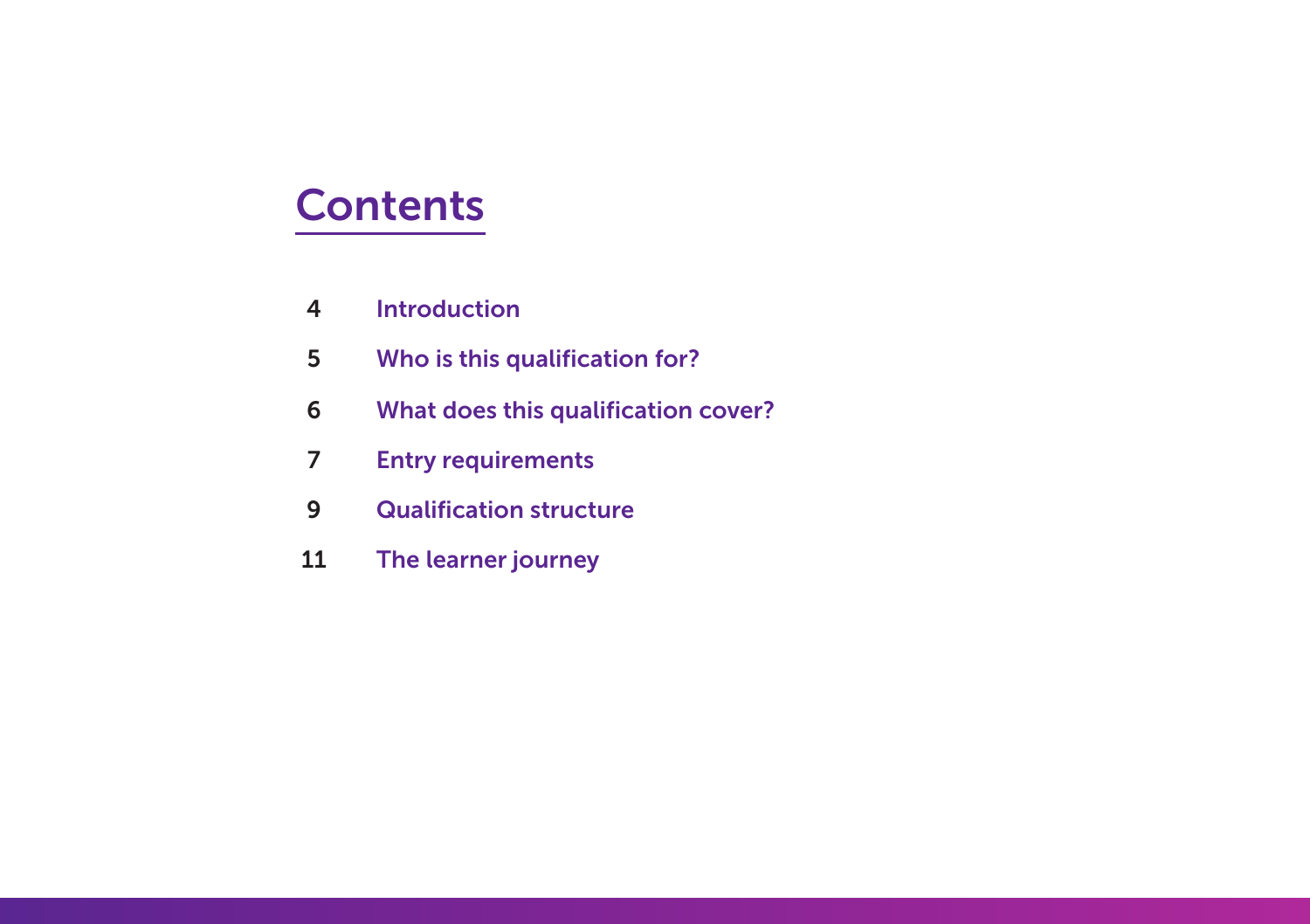# Contents

| | |
|---|---|
| 4 | Introduction |
| 5 | Who is this qualification for? |
| 6 | What does this qualification cover? |
| 7 | Entry requirements |
| 9 | Qualification structure |
| 11 | The learner journey |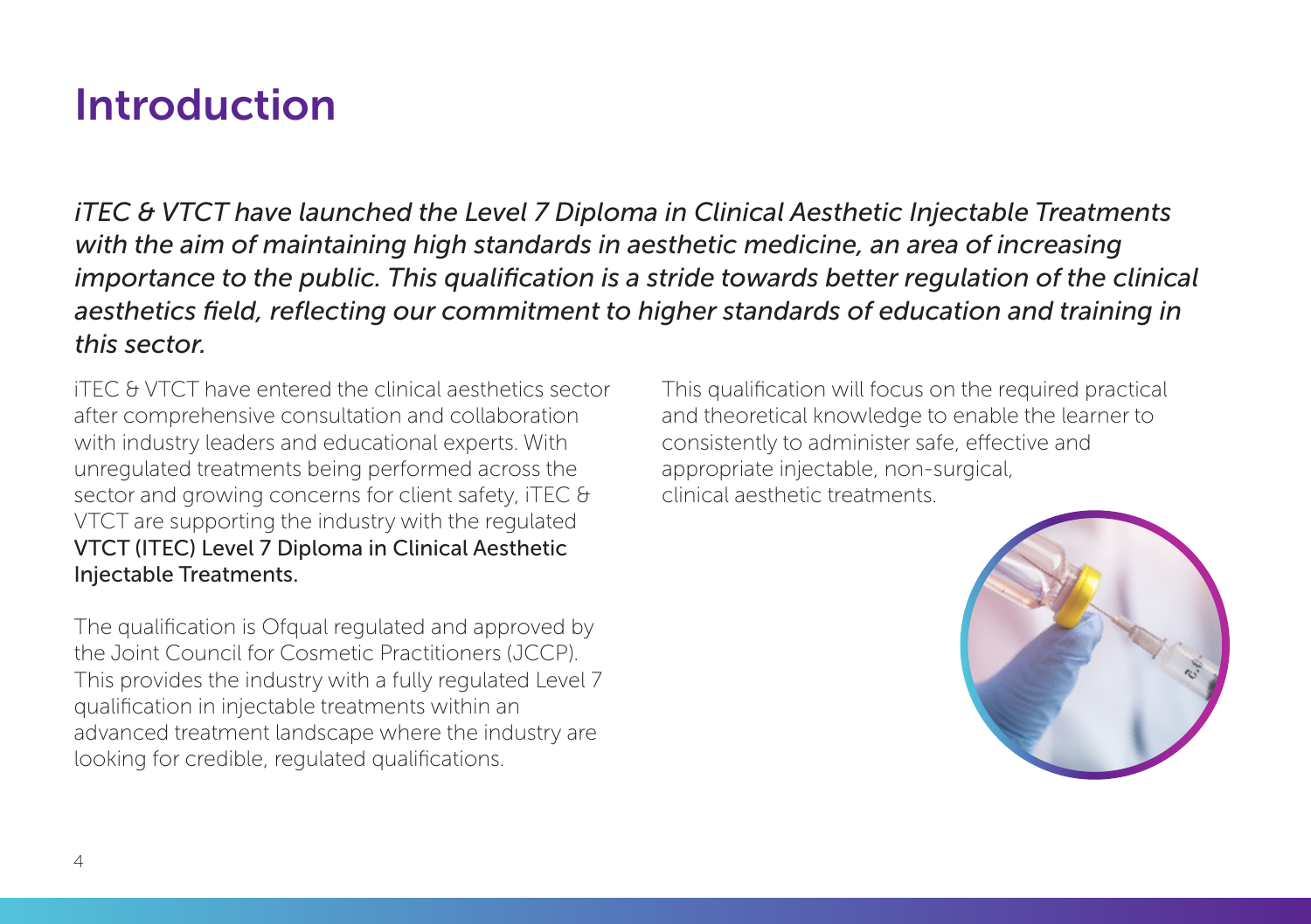# Introduction

*iTEC & VTCT have launched the Level 7 Diploma in Clinical Aesthetic Injectable Treatments with the aim of maintaining high standards in aesthetic medicine, an area of increasing importance to the public. This qualification is a stride towards better regulation of the clinical aesthetics field, reflecting our commitment to higher standards of education and training in this sector.*

iTEC & VTCT have entered the clinical aesthetics sector after comprehensive consultation and collaboration with industry leaders and educational experts. With unregulated treatments being performed across the sector and growing concerns for client safety, iTEC & VTCT are supporting the industry with the regulated VTCT (ITEC) Level 7 Diploma in Clinical Aesthetic Injectable Treatments.

The qualification is Ofqual regulated and approved by the Joint Council for Cosmetic Practitioners (JCCP). This provides the industry with a fully regulated Level 7 qualification in injectable treatments within an advanced treatment landscape where the industry are looking for credible, regulated qualifications.

This qualification will focus on the required practical and theoretical knowledge to enable the learner to consistently to administer safe, effective and appropriate injectable, non-surgical, clinical aesthetic treatments.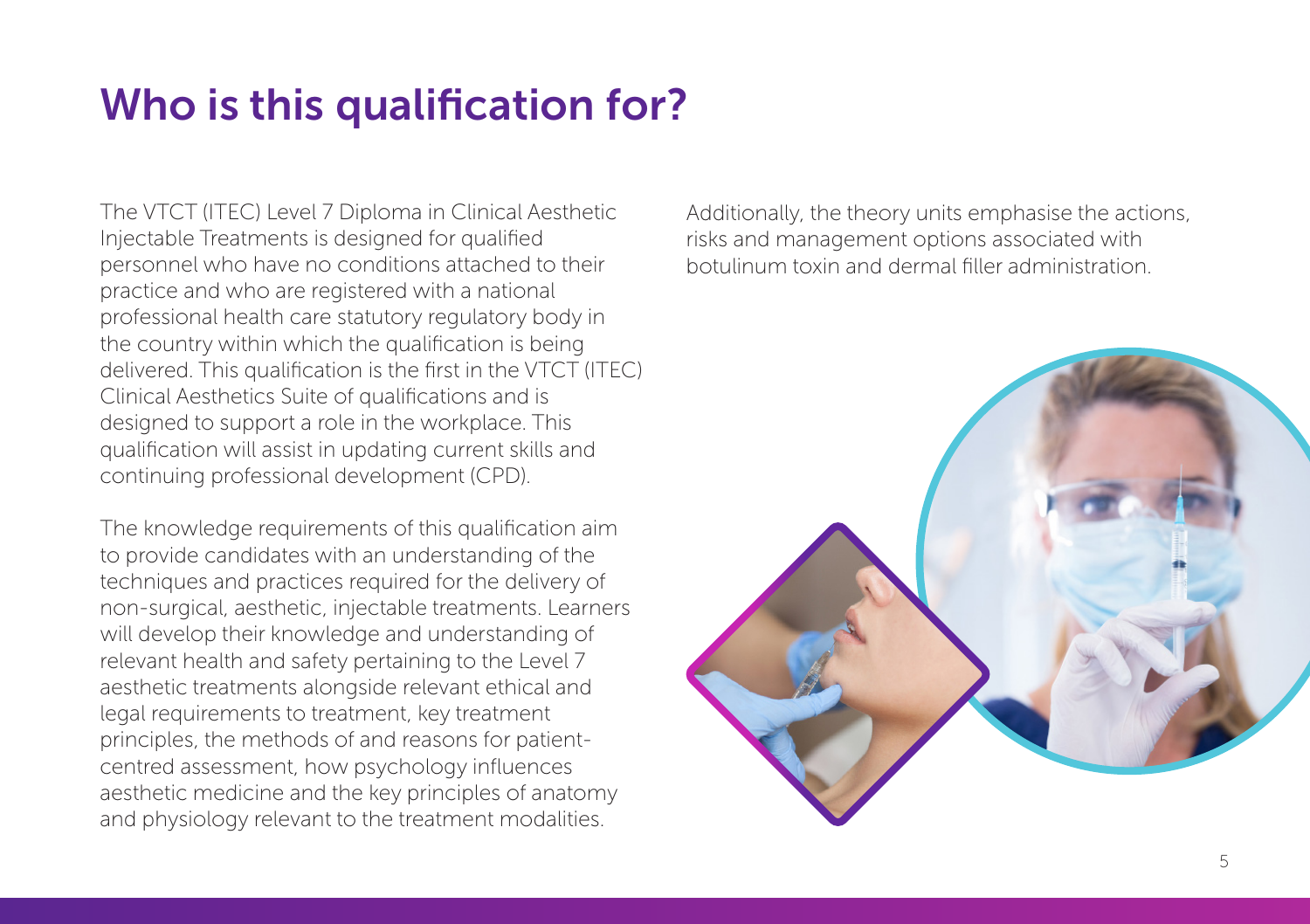# Who is this qualification for?

The VTCT (ITEC) Level 7 Diploma in Clinical Aesthetic Injectable Treatments is designed for qualified personnel who have no conditions attached to their practice and who are registered with a national professional health care statutory regulatory body in the country within which the qualification is being delivered. This qualification is the first in the VTCT (ITEC) Clinical Aesthetics Suite of qualifications and is designed to support a role in the workplace. This qualification will assist in updating current skills and continuing professional development (CPD).

The knowledge requirements of this qualification aim to provide candidates with an understanding of the techniques and practices required for the delivery of non-surgical, aesthetic, injectable treatments. Learners will develop their knowledge and understanding of relevant health and safety pertaining to the Level 7 aesthetic treatments alongside relevant ethical and legal requirements to treatment, key treatment principles, the methods of and reasons for patient-centred assessment, how psychology influences aesthetic medicine and the key principles of anatomy and physiology relevant to the treatment modalities.

Additionally, the theory units emphasise the actions, risks and management options associated with botulinum toxin and dermal filler administration.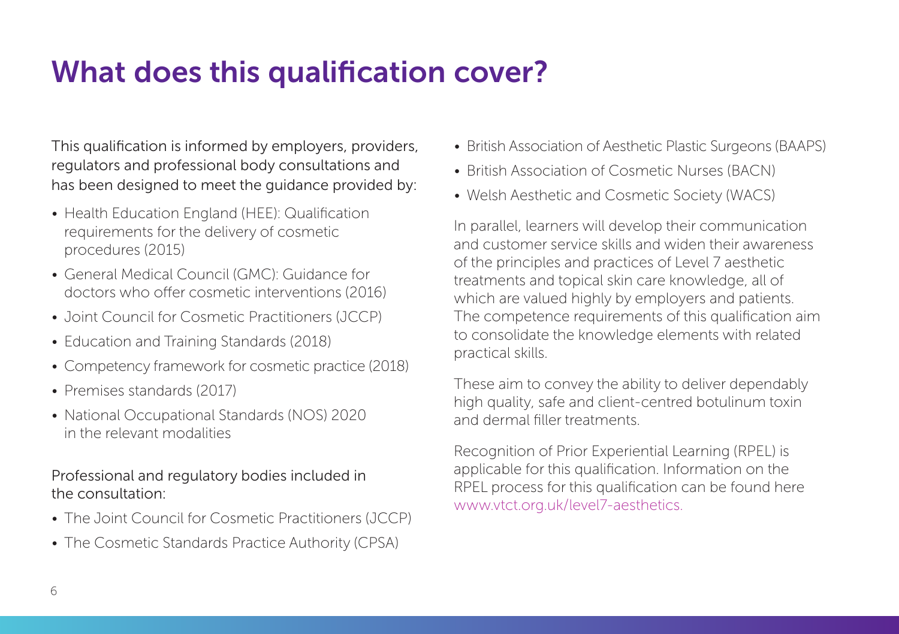# What does this qualification cover?

This qualification is informed by employers, providers, regulators and professional body consultations and has been designed to meet the guidance provided by:

- Health Education England (HEE): Qualification requirements for the delivery of cosmetic procedures (2015)
- General Medical Council (GMC): Guidance for doctors who offer cosmetic interventions (2016)
- Joint Council for Cosmetic Practitioners (JCCP)
- Education and Training Standards (2018)
- Competency framework for cosmetic practice (2018)
- Premises standards (2017)
- National Occupational Standards (NOS) 2020 in the relevant modalities

Professional and regulatory bodies included in the consultation:

- The Joint Council for Cosmetic Practitioners (JCCP)
- The Cosmetic Standards Practice Authority (CPSA)
- British Association of Aesthetic Plastic Surgeons (BAAPS)
- British Association of Cosmetic Nurses (BACN)
- Welsh Aesthetic and Cosmetic Society (WACS)

In parallel, learners will develop their communication and customer service skills and widen their awareness of the principles and practices of Level 7 aesthetic treatments and topical skin care knowledge, all of which are valued highly by employers and patients. The competence requirements of this qualification aim to consolidate the knowledge elements with related practical skills.

These aim to convey the ability to deliver dependably high quality, safe and client-centred botulinum toxin and dermal filler treatments.

Recognition of Prior Experiential Learning (RPEL) is applicable for this qualification. Information on the RPEL process for this qualification can be found here www.vtct.org.uk/level7-aesthetics.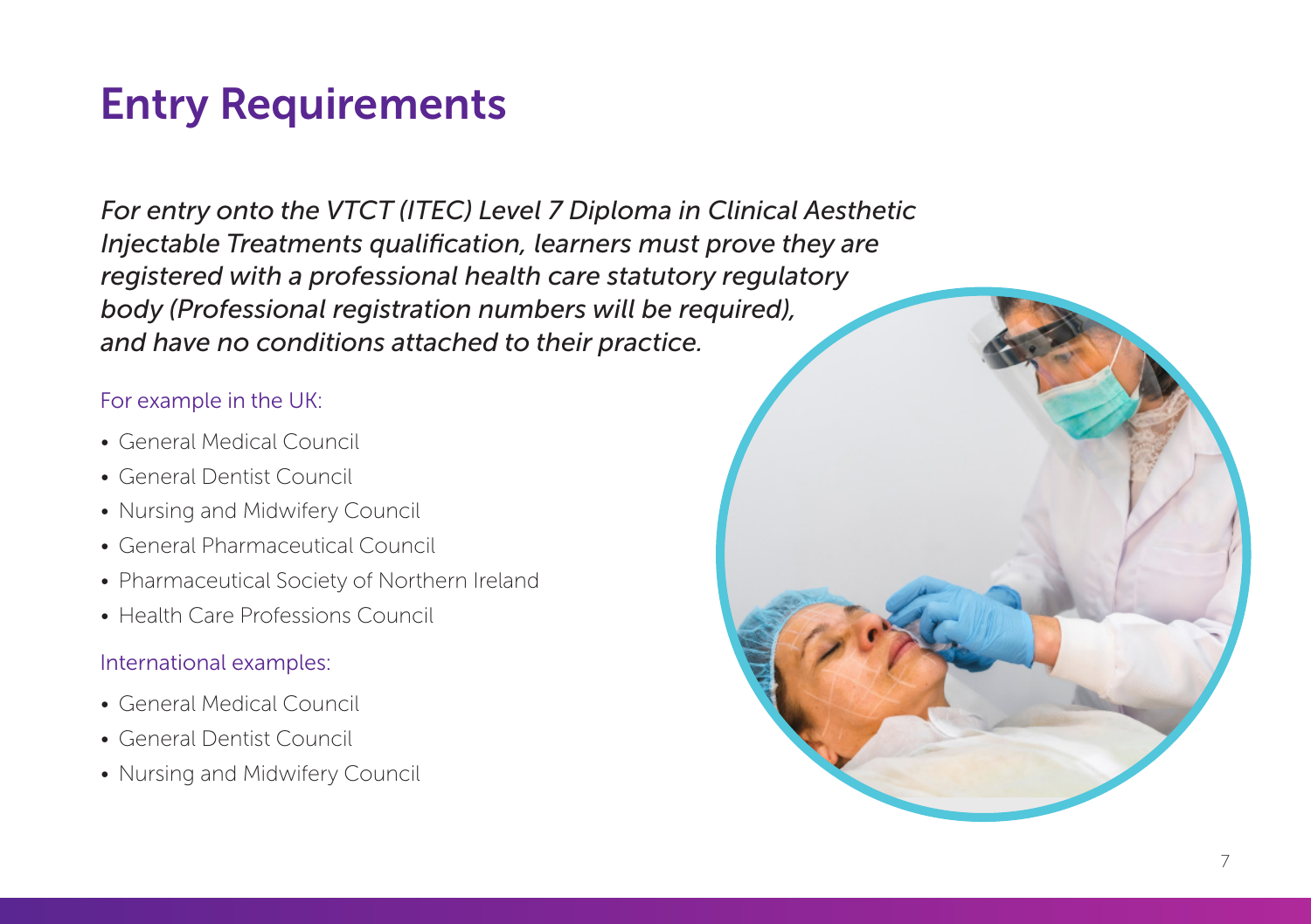# Entry Requirements

*For entry onto the VTCT (ITEC) Level 7 Diploma in Clinical Aesthetic Injectable Treatments qualification, learners must prove they are registered with a professional health care statutory regulatory body (Professional registration numbers will be required), and have no conditions attached to their practice.*

For example in the UK:

- General Medical Council
- General Dentist Council
- Nursing and Midwifery Council
- General Pharmaceutical Council
- Pharmaceutical Society of Northern Ireland
- Health Care Professions Council

International examples:

- General Medical Council
- General Dentist Council
- Nursing and Midwifery Council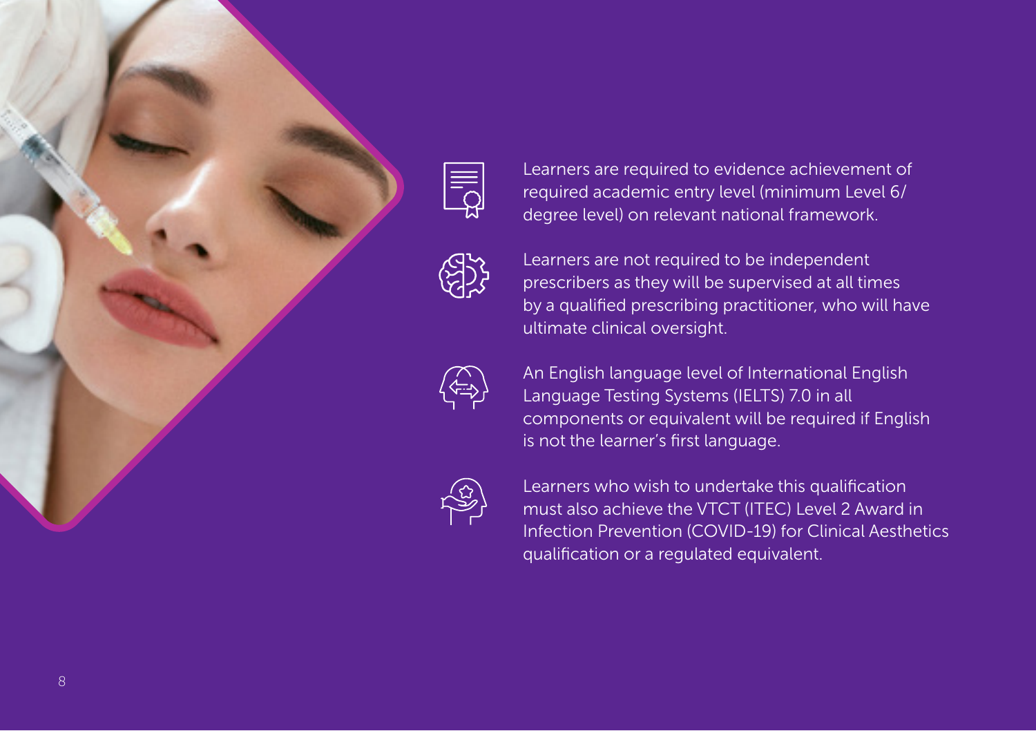- Learners are required to evidence achievement of required academic entry level (minimum Level 6/ degree level) on relevant national framework.

- Learners are not required to be independent prescribers as they will be supervised at all times by a qualified prescribing practitioner, who will have ultimate clinical oversight.

- An English language level of International English Language Testing Systems (IELTS) 7.0 in all components or equivalent will be required if English is not the learner's first language.

- Learners who wish to undertake this qualification must also achieve the VTCT (ITEC) Level 2 Award in Infection Prevention (COVID-19) for Clinical Aesthetics qualification or a regulated equivalent.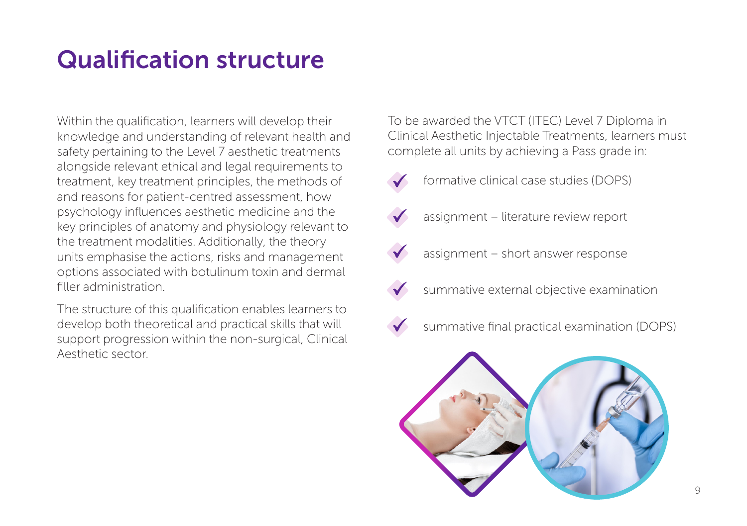# Qualification structure

Within the qualification, learners will develop their knowledge and understanding of relevant health and safety pertaining to the Level 7 aesthetic treatments alongside relevant ethical and legal requirements to treatment, key treatment principles, the methods of and reasons for patient-centred assessment, how psychology influences aesthetic medicine and the key principles of anatomy and physiology relevant to the treatment modalities. Additionally, the theory units emphasise the actions, risks and management options associated with botulinum toxin and dermal filler administration.

The structure of this qualification enables learners to develop both theoretical and practical skills that will support progression within the non-surgical, Clinical Aesthetic sector.

To be awarded the VTCT (ITEC) Level 7 Diploma in Clinical Aesthetic Injectable Treatments, learners must complete all units by achieving a Pass grade in:

- formative clinical case studies (DOPS)
- assignment – literature review report
- assignment – short answer response
- summative external objective examination
- summative final practical examination (DOPS)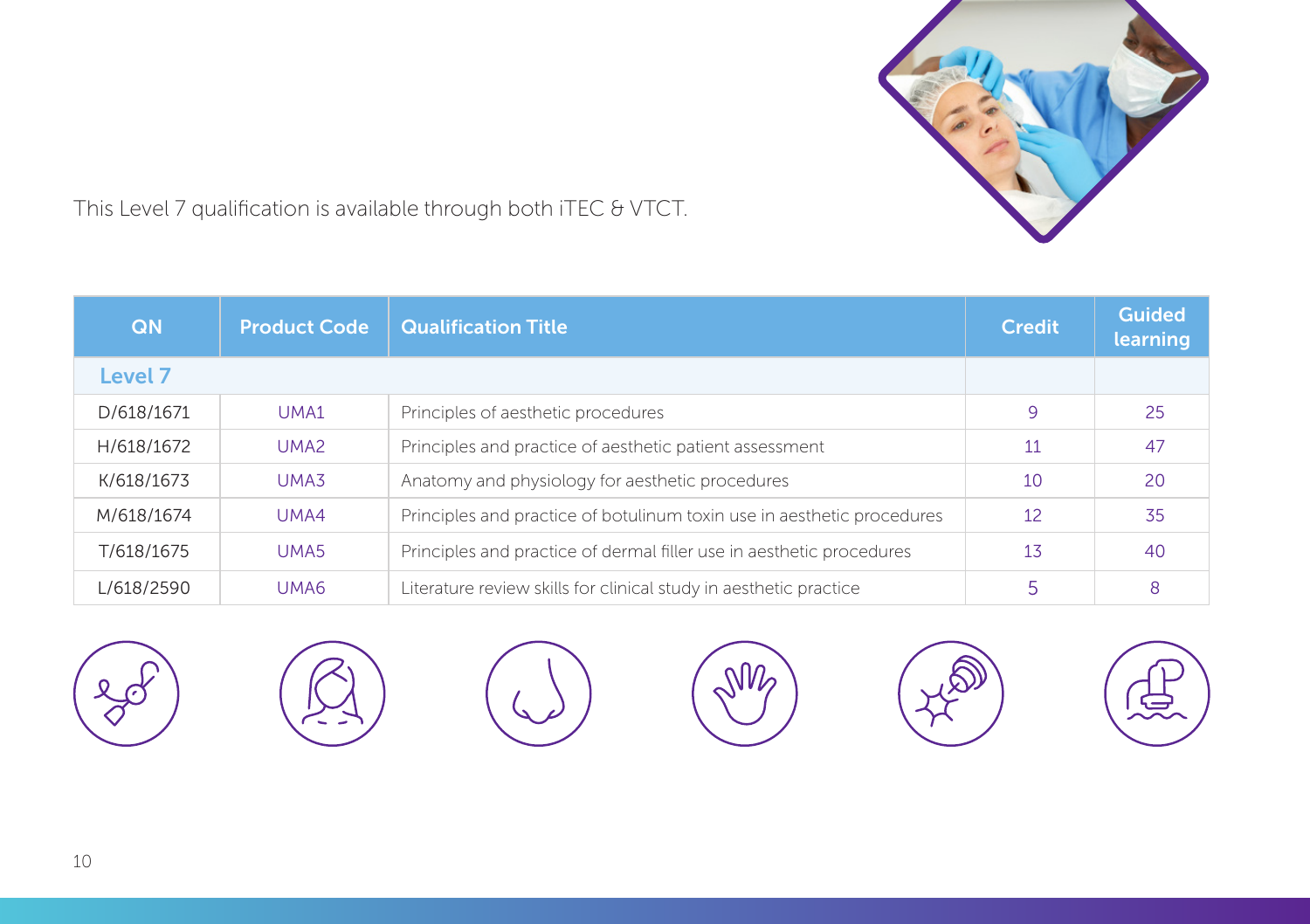This Level 7 qualification is available through both iTEC & VTCT.

| QN | Product Code | Qualification Title | Credit | Guided learning |
|---|---|---|---|---|
| **Level 7** | | | | |
| D/618/1671 | UMA1 | Principles of aesthetic procedures | 9 | 25 |
| H/618/1672 | UMA2 | Principles and practice of aesthetic patient assessment | 11 | 47 |
| K/618/1673 | UMA3 | Anatomy and physiology for aesthetic procedures | 10 | 20 |
| M/618/1674 | UMA4 | Principles and practice of botulinum toxin use in aesthetic procedures | 12 | 35 |
| T/618/1675 | UMA5 | Principles and practice of dermal filler use in aesthetic procedures | 13 | 40 |
| L/618/2590 | UMA6 | Literature review skills for clinical study in aesthetic practice | 5 | 8 |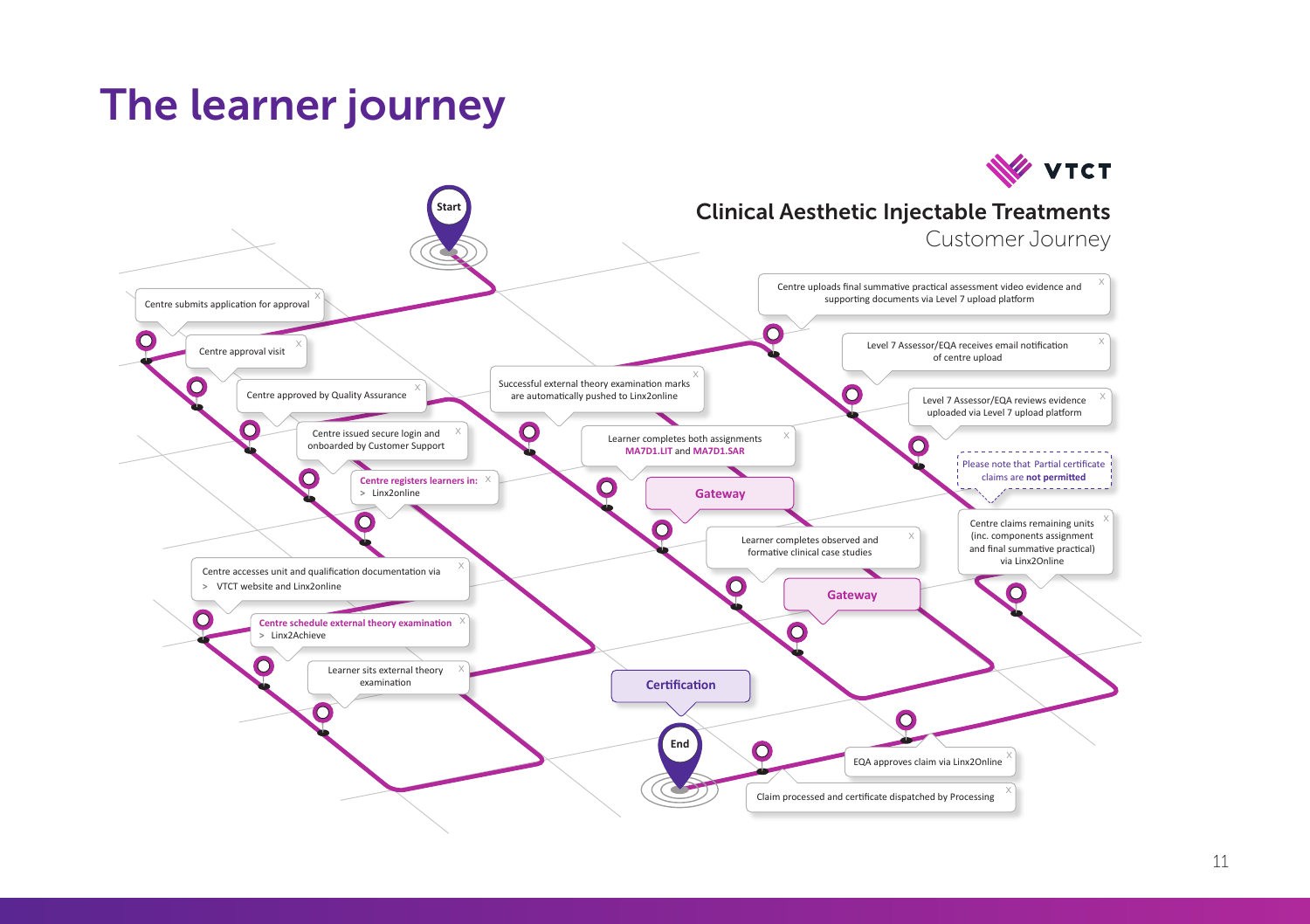# The learner journey

## Clinical Aesthetic Injectable Treatments

Customer Journey

Start

- Centre submits application for approval
- Centre approval visit
- Centre approved by Quality Assurance
- Centre issued secure login and onboarded by Customer Support
- **Centre registers learners in:**
  > Linx2online
- Centre accesses unit and qualification documentation via
  > VTCT website and Linx2online
- **Centre schedule external theory examination**
  > Linx2Achieve
- Learner sits external theory examination
- Successful external theory examination marks are automatically pushed to Linx2online
- Learner completes both assignments **MA7D1.LIT** and **MA7D1.SAR**
- **Gateway**
- Learner completes observed and formative clinical case studies
- **Gateway**
- Centre uploads final summative practical assessment video evidence and supporting documents via Level 7 upload platform
- Level 7 Assessor/EQA receives email notification of centre upload
- Level 7 Assessor/EQA reviews evidence uploaded via Level 7 upload platform
- Please note that Partial certificate claims are **not permitted**
- Centre claims remaining units (inc. components assignment and final summative practical) via Linx2Online
- EQA approves claim via Linx2Online
- Claim processed and certificate dispatched by Processing
- **Certification**

End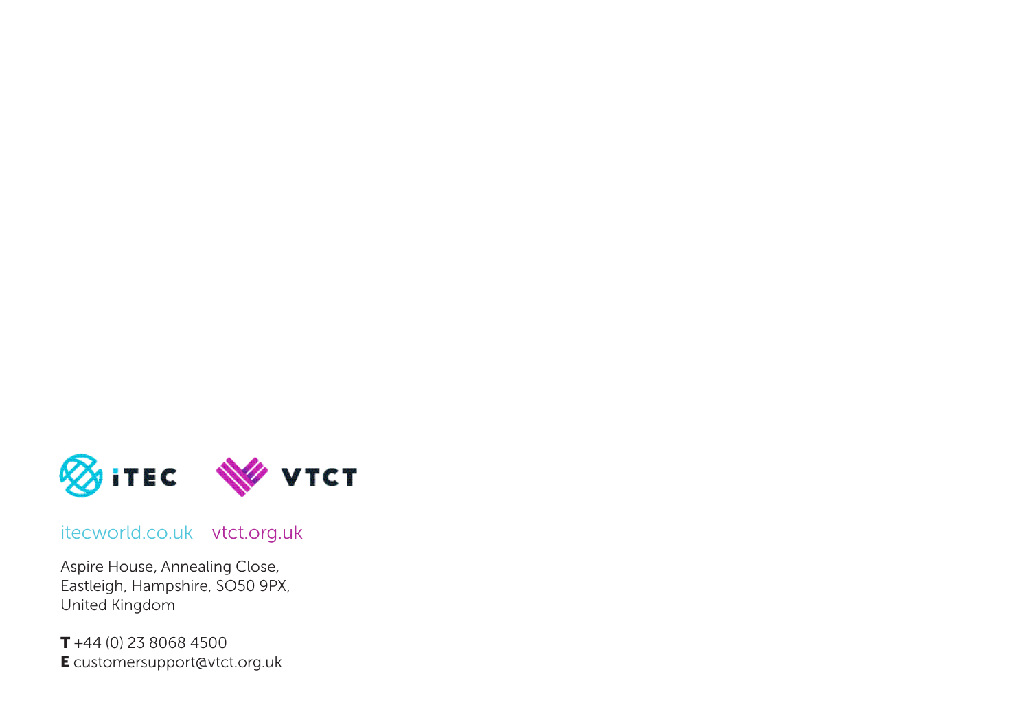iTEC VTCT

itecworld.co.uk vtct.org.uk

Aspire House, Annealing Close,
Eastleigh, Hampshire, SO50 9PX,
United Kingdom

**T** +44 (0) 23 8068 4500
**E** customersupport@vtct.org.uk